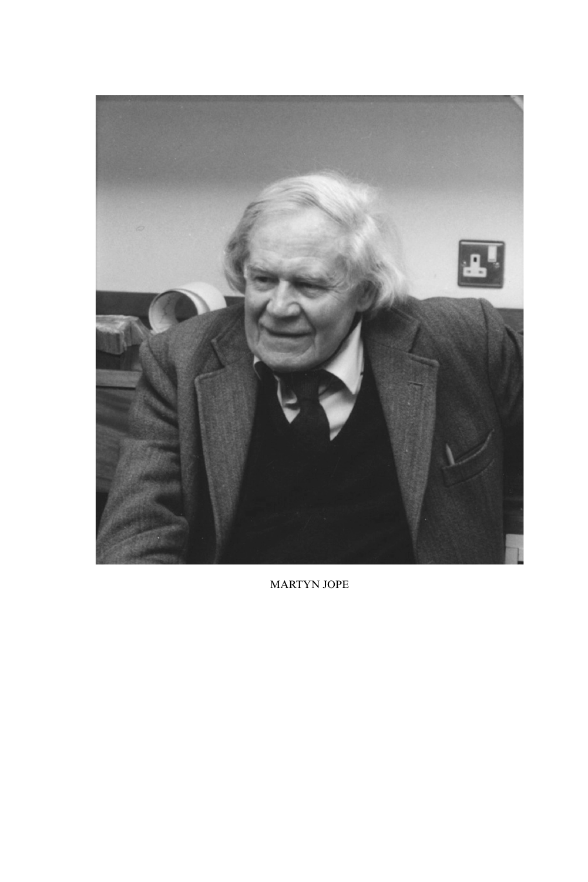MARTYN JOPE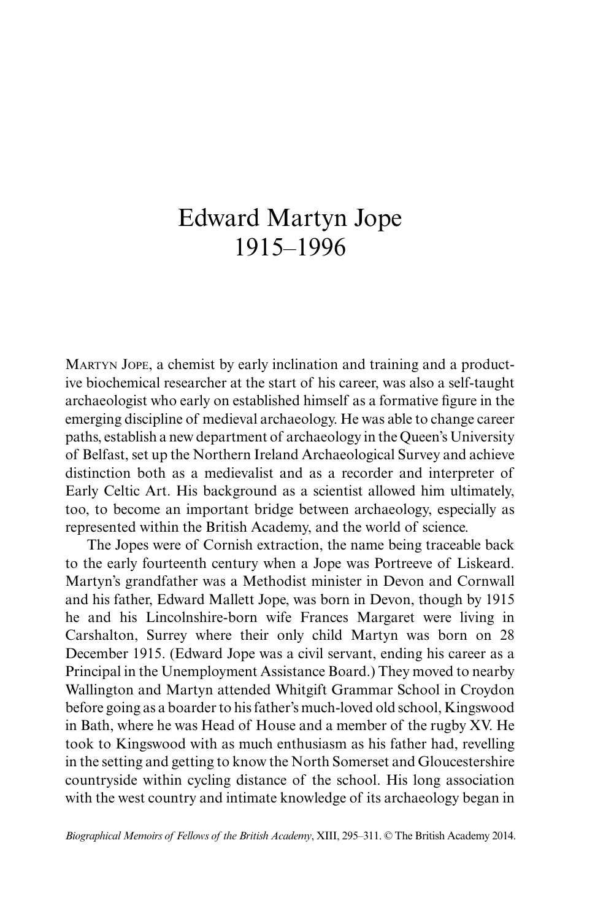# Edward Martyn Jope
# 1915–1996

MARTYN JOPE, a chemist by early inclination and training and a productive biochemical researcher at the start of his career, was also a self-taught archaeologist who early on established himself as a formative figure in the emerging discipline of medieval archaeology. He was able to change career paths, establish a new department of archaeology in the Queen's University of Belfast, set up the Northern Ireland Archaeological Survey and achieve distinction both as a medievalist and as a recorder and interpreter of Early Celtic Art. His background as a scientist allowed him ultimately, too, to become an important bridge between archaeology, especially as represented within the British Academy, and the world of science.

The Jopes were of Cornish extraction, the name being traceable back to the early fourteenth century when a Jope was Portreeve of Liskeard. Martyn's grandfather was a Methodist minister in Devon and Cornwall and his father, Edward Mallett Jope, was born in Devon, though by 1915 he and his Lincolnshire-born wife Frances Margaret were living in Carshalton, Surrey where their only child Martyn was born on 28 December 1915. (Edward Jope was a civil servant, ending his career as a Principal in the Unemployment Assistance Board.) They moved to nearby Wallington and Martyn attended Whitgift Grammar School in Croydon before going as a boarder to his father's much-loved old school, Kingswood in Bath, where he was Head of House and a member of the rugby XV. He took to Kingswood with as much enthusiasm as his father had, revelling in the setting and getting to know the North Somerset and Gloucestershire countryside within cycling distance of the school. His long association with the west country and intimate knowledge of its archaeology began in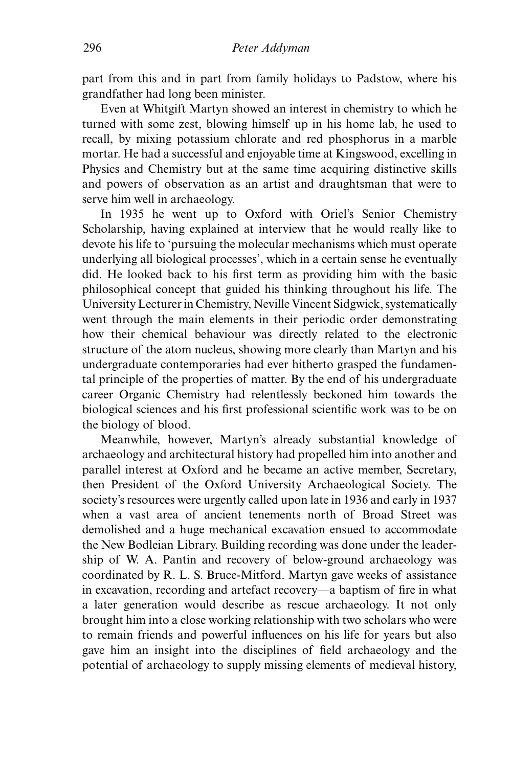part from this and in part from family holidays to Padstow, where his grandfather had long been minister.

Even at Whitgift Martyn showed an interest in chemistry to which he turned with some zest, blowing himself up in his home lab, he used to recall, by mixing potassium chlorate and red phosphorus in a marble mortar. He had a successful and enjoyable time at Kingswood, excelling in Physics and Chemistry but at the same time acquiring distinctive skills and powers of observation as an artist and draughtsman that were to serve him well in archaeology.

In 1935 he went up to Oxford with Oriel's Senior Chemistry Scholarship, having explained at interview that he would really like to devote his life to 'pursuing the molecular mechanisms which must operate underlying all biological processes', which in a certain sense he eventually did. He looked back to his first term as providing him with the basic philosophical concept that guided his thinking throughout his life. The University Lecturer in Chemistry, Neville Vincent Sidgwick, systematically went through the main elements in their periodic order demonstrating how their chemical behaviour was directly related to the electronic structure of the atom nucleus, showing more clearly than Martyn and his undergraduate contemporaries had ever hitherto grasped the fundamental principle of the properties of matter. By the end of his undergraduate career Organic Chemistry had relentlessly beckoned him towards the biological sciences and his first professional scientific work was to be on the biology of blood.

Meanwhile, however, Martyn's already substantial knowledge of archaeology and architectural history had propelled him into another and parallel interest at Oxford and he became an active member, Secretary, then President of the Oxford University Archaeological Society. The society's resources were urgently called upon late in 1936 and early in 1937 when a vast area of ancient tenements north of Broad Street was demolished and a huge mechanical excavation ensued to accommodate the New Bodleian Library. Building recording was done under the leadership of W. A. Pantin and recovery of below-ground archaeology was coordinated by R. L. S. Bruce-Mitford. Martyn gave weeks of assistance in excavation, recording and artefact recovery—a baptism of fire in what a later generation would describe as rescue archaeology. It not only brought him into a close working relationship with two scholars who were to remain friends and powerful influences on his life for years but also gave him an insight into the disciplines of field archaeology and the potential of archaeology to supply missing elements of medieval history,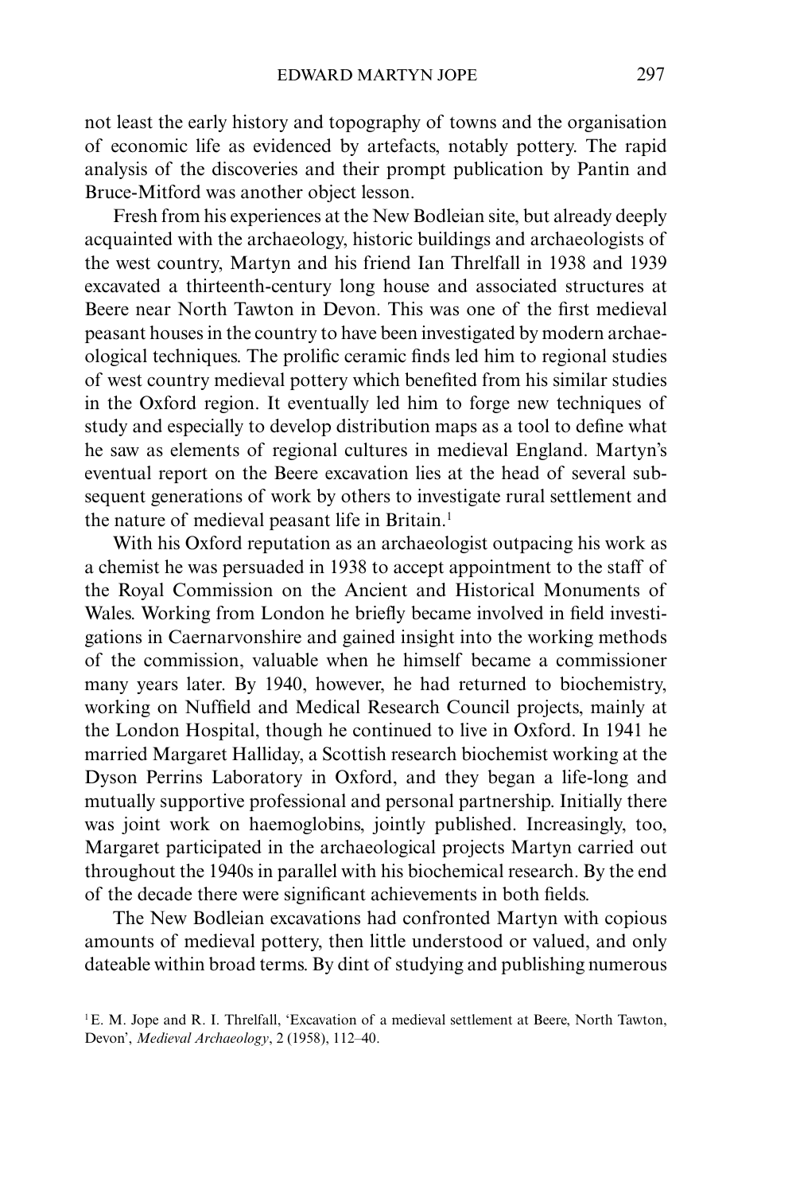not least the early history and topography of towns and the organisation of economic life as evidenced by artefacts, notably pottery. The rapid analysis of the discoveries and their prompt publication by Pantin and Bruce-Mitford was another object lesson.

Fresh from his experiences at the New Bodleian site, but already deeply acquainted with the archaeology, historic buildings and archaeologists of the west country, Martyn and his friend Ian Threlfall in 1938 and 1939 excavated a thirteenth-century long house and associated structures at Beere near North Tawton in Devon. This was one of the first medieval peasant houses in the country to have been investigated by modern archaeological techniques. The prolific ceramic finds led him to regional studies of west country medieval pottery which benefited from his similar studies in the Oxford region. It eventually led him to forge new techniques of study and especially to develop distribution maps as a tool to define what he saw as elements of regional cultures in medieval England. Martyn's eventual report on the Beere excavation lies at the head of several subsequent generations of work by others to investigate rural settlement and the nature of medieval peasant life in Britain.[1]

With his Oxford reputation as an archaeologist outpacing his work as a chemist he was persuaded in 1938 to accept appointment to the staff of the Royal Commission on the Ancient and Historical Monuments of Wales. Working from London he briefly became involved in field investigations in Caernarvonshire and gained insight into the working methods of the commission, valuable when he himself became a commissioner many years later. By 1940, however, he had returned to biochemistry, working on Nuffield and Medical Research Council projects, mainly at the London Hospital, though he continued to live in Oxford. In 1941 he married Margaret Halliday, a Scottish research biochemist working at the Dyson Perrins Laboratory in Oxford, and they began a life-long and mutually supportive professional and personal partnership. Initially there was joint work on haemoglobins, jointly published. Increasingly, too, Margaret participated in the archaeological projects Martyn carried out throughout the 1940s in parallel with his biochemical research. By the end of the decade there were significant achievements in both fields.

The New Bodleian excavations had confronted Martyn with copious amounts of medieval pottery, then little understood or valued, and only dateable within broad terms. By dint of studying and publishing numerous

[1] E. M. Jope and R. I. Threlfall, 'Excavation of a medieval settlement at Beere, North Tawton, Devon', *Medieval Archaeology*, 2 (1958), 112–40.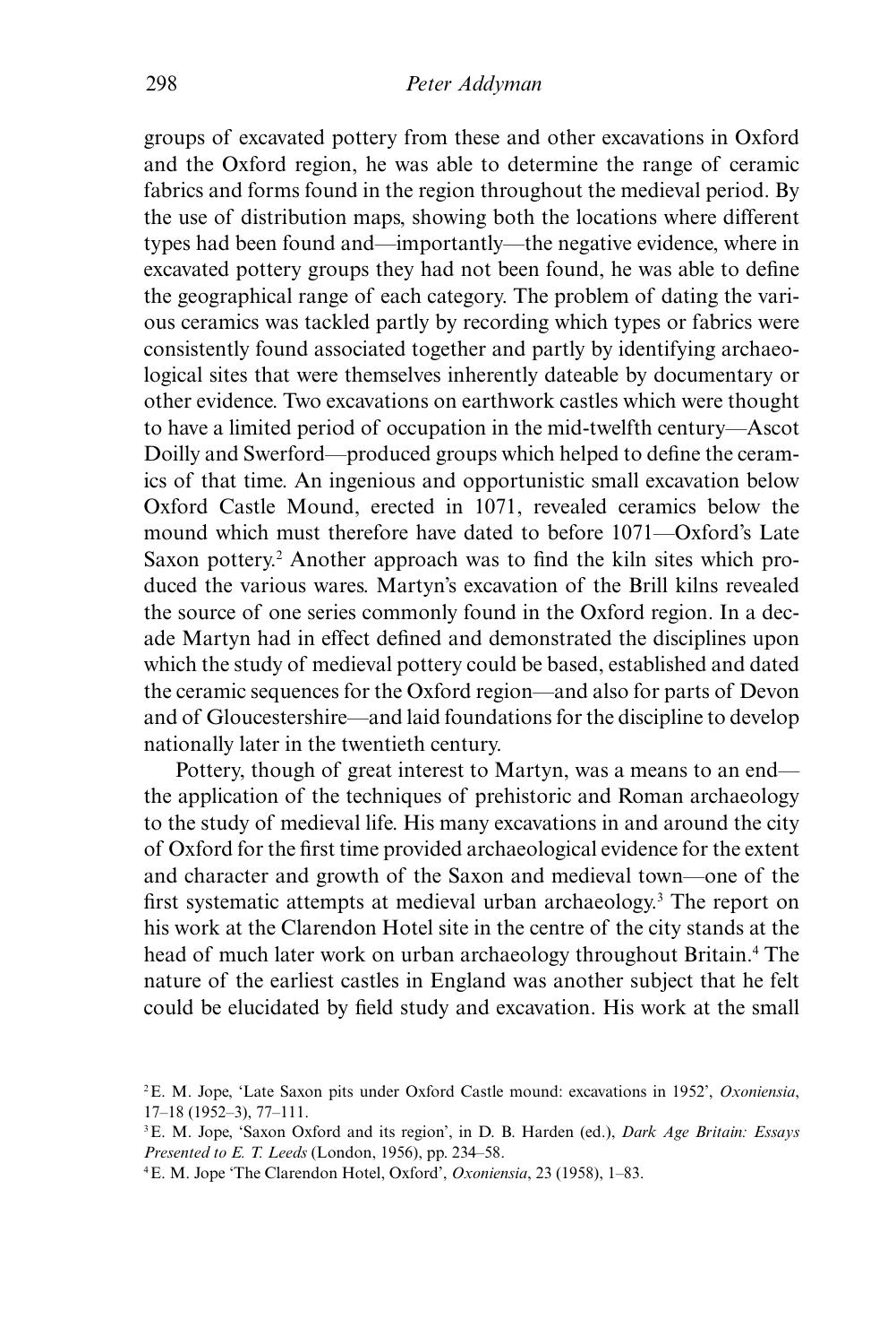groups of excavated pottery from these and other excavations in Oxford and the Oxford region, he was able to determine the range of ceramic fabrics and forms found in the region throughout the medieval period. By the use of distribution maps, showing both the locations where different types had been found and—importantly—the negative evidence, where in excavated pottery groups they had not been found, he was able to define the geographical range of each category. The problem of dating the various ceramics was tackled partly by recording which types or fabrics were consistently found associated together and partly by identifying archaeological sites that were themselves inherently dateable by documentary or other evidence. Two excavations on earthwork castles which were thought to have a limited period of occupation in the mid-twelfth century—Ascot Doilly and Swerford—produced groups which helped to define the ceramics of that time. An ingenious and opportunistic small excavation below Oxford Castle Mound, erected in 1071, revealed ceramics below the mound which must therefore have dated to before 1071—Oxford's Late Saxon pottery.[2] Another approach was to find the kiln sites which produced the various wares. Martyn's excavation of the Brill kilns revealed the source of one series commonly found in the Oxford region. In a decade Martyn had in effect defined and demonstrated the disciplines upon which the study of medieval pottery could be based, established and dated the ceramic sequences for the Oxford region—and also for parts of Devon and of Gloucestershire—and laid foundations for the discipline to develop nationally later in the twentieth century.

Pottery, though of great interest to Martyn, was a means to an end—the application of the techniques of prehistoric and Roman archaeology to the study of medieval life. His many excavations in and around the city of Oxford for the first time provided archaeological evidence for the extent and character and growth of the Saxon and medieval town—one of the first systematic attempts at medieval urban archaeology.[3] The report on his work at the Clarendon Hotel site in the centre of the city stands at the head of much later work on urban archaeology throughout Britain.[4] The nature of the earliest castles in England was another subject that he felt could be elucidated by field study and excavation. His work at the small

---

[2] E. M. Jope, 'Late Saxon pits under Oxford Castle mound: excavations in 1952', *Oxoniensia*, 17–18 (1952–3), 77–111.

[3] E. M. Jope, 'Saxon Oxford and its region', in D. B. Harden (ed.), *Dark Age Britain: Essays Presented to E. T. Leeds* (London, 1956), pp. 234–58.

[4] E. M. Jope 'The Clarendon Hotel, Oxford', *Oxoniensia*, 23 (1958), 1–83.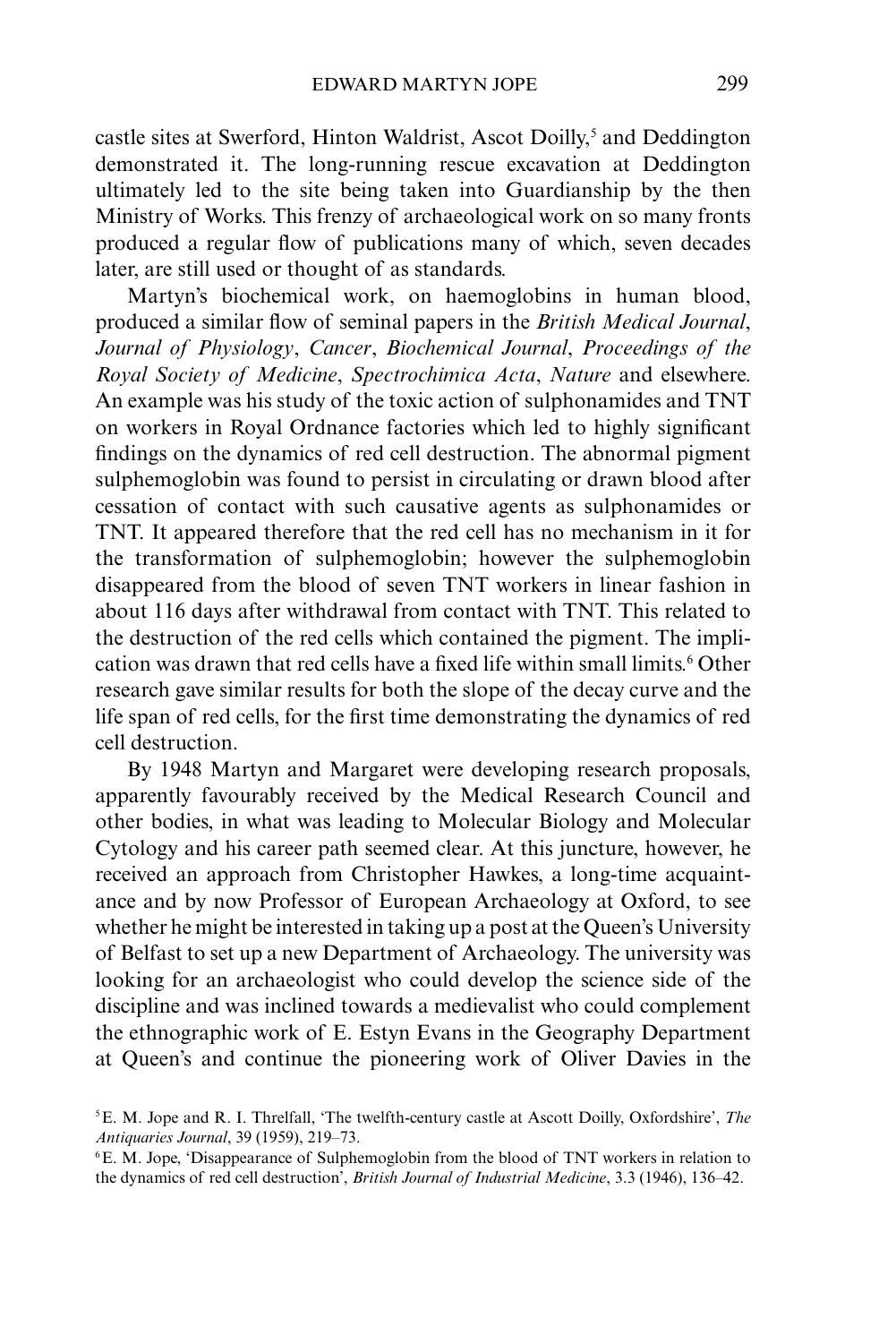castle sites at Swerford, Hinton Waldrist, Ascot Doilly,[5] and Deddington demonstrated it. The long-running rescue excavation at Deddington ultimately led to the site being taken into Guardianship by the then Ministry of Works. This frenzy of archaeological work on so many fronts produced a regular flow of publications many of which, seven decades later, are still used or thought of as standards.

Martyn's biochemical work, on haemoglobins in human blood, produced a similar flow of seminal papers in the *British Medical Journal*, *Journal of Physiology*, *Cancer*, *Biochemical Journal*, *Proceedings of the Royal Society of Medicine*, *Spectrochimica Acta*, *Nature* and elsewhere. An example was his study of the toxic action of sulphonamides and TNT on workers in Royal Ordnance factories which led to highly significant findings on the dynamics of red cell destruction. The abnormal pigment sulphemoglobin was found to persist in circulating or drawn blood after cessation of contact with such causative agents as sulphonamides or TNT. It appeared therefore that the red cell has no mechanism in it for the transformation of sulphemoglobin; however the sulphemoglobin disappeared from the blood of seven TNT workers in linear fashion in about 116 days after withdrawal from contact with TNT. This related to the destruction of the red cells which contained the pigment. The implication was drawn that red cells have a fixed life within small limits.[6] Other research gave similar results for both the slope of the decay curve and the life span of red cells, for the first time demonstrating the dynamics of red cell destruction.

By 1948 Martyn and Margaret were developing research proposals, apparently favourably received by the Medical Research Council and other bodies, in what was leading to Molecular Biology and Molecular Cytology and his career path seemed clear. At this juncture, however, he received an approach from Christopher Hawkes, a long-time acquaintance and by now Professor of European Archaeology at Oxford, to see whether he might be interested in taking up a post at the Queen's University of Belfast to set up a new Department of Archaeology. The university was looking for an archaeologist who could develop the science side of the discipline and was inclined towards a medievalist who could complement the ethnographic work of E. Estyn Evans in the Geography Department at Queen's and continue the pioneering work of Oliver Davies in the

[5] E. M. Jope and R. I. Threlfall, 'The twelfth-century castle at Ascott Doilly, Oxfordshire', *The Antiquaries Journal*, 39 (1959), 219–73.

[6] E. M. Jope, 'Disappearance of Sulphemoglobin from the blood of TNT workers in relation to the dynamics of red cell destruction', *British Journal of Industrial Medicine*, 3.3 (1946), 136–42.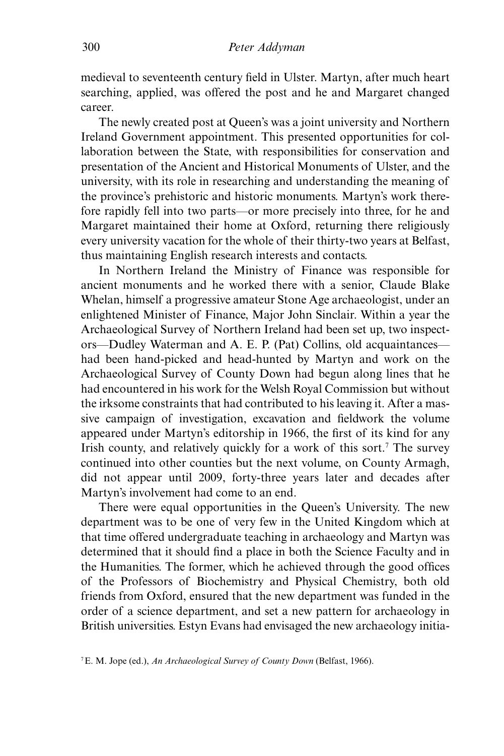medieval to seventeenth century field in Ulster. Martyn, after much heart searching, applied, was offered the post and he and Margaret changed career.

The newly created post at Queen's was a joint university and Northern Ireland Government appointment. This presented opportunities for collaboration between the State, with responsibilities for conservation and presentation of the Ancient and Historical Monuments of Ulster, and the university, with its role in researching and understanding the meaning of the province's prehistoric and historic monuments. Martyn's work therefore rapidly fell into two parts—or more precisely into three, for he and Margaret maintained their home at Oxford, returning there religiously every university vacation for the whole of their thirty-two years at Belfast, thus maintaining English research interests and contacts.

In Northern Ireland the Ministry of Finance was responsible for ancient monuments and he worked there with a senior, Claude Blake Whelan, himself a progressive amateur Stone Age archaeologist, under an enlightened Minister of Finance, Major John Sinclair. Within a year the Archaeological Survey of Northern Ireland had been set up, two inspectors—Dudley Waterman and A. E. P. (Pat) Collins, old acquaintances—had been hand-picked and head-hunted by Martyn and work on the Archaeological Survey of County Down had begun along lines that he had encountered in his work for the Welsh Royal Commission but without the irksome constraints that had contributed to his leaving it. After a massive campaign of investigation, excavation and fieldwork the volume appeared under Martyn's editorship in 1966, the first of its kind for any Irish county, and relatively quickly for a work of this sort.[7] The survey continued into other counties but the next volume, on County Armagh, did not appear until 2009, forty-three years later and decades after Martyn's involvement had come to an end.

There were equal opportunities in the Queen's University. The new department was to be one of very few in the United Kingdom which at that time offered undergraduate teaching in archaeology and Martyn was determined that it should find a place in both the Science Faculty and in the Humanities. The former, which he achieved through the good offices of the Professors of Biochemistry and Physical Chemistry, both old friends from Oxford, ensured that the new department was funded in the order of a science department, and set a new pattern for archaeology in British universities. Estyn Evans had envisaged the new archaeology initia-

[7] E. M. Jope (ed.), *An Archaeological Survey of County Down* (Belfast, 1966).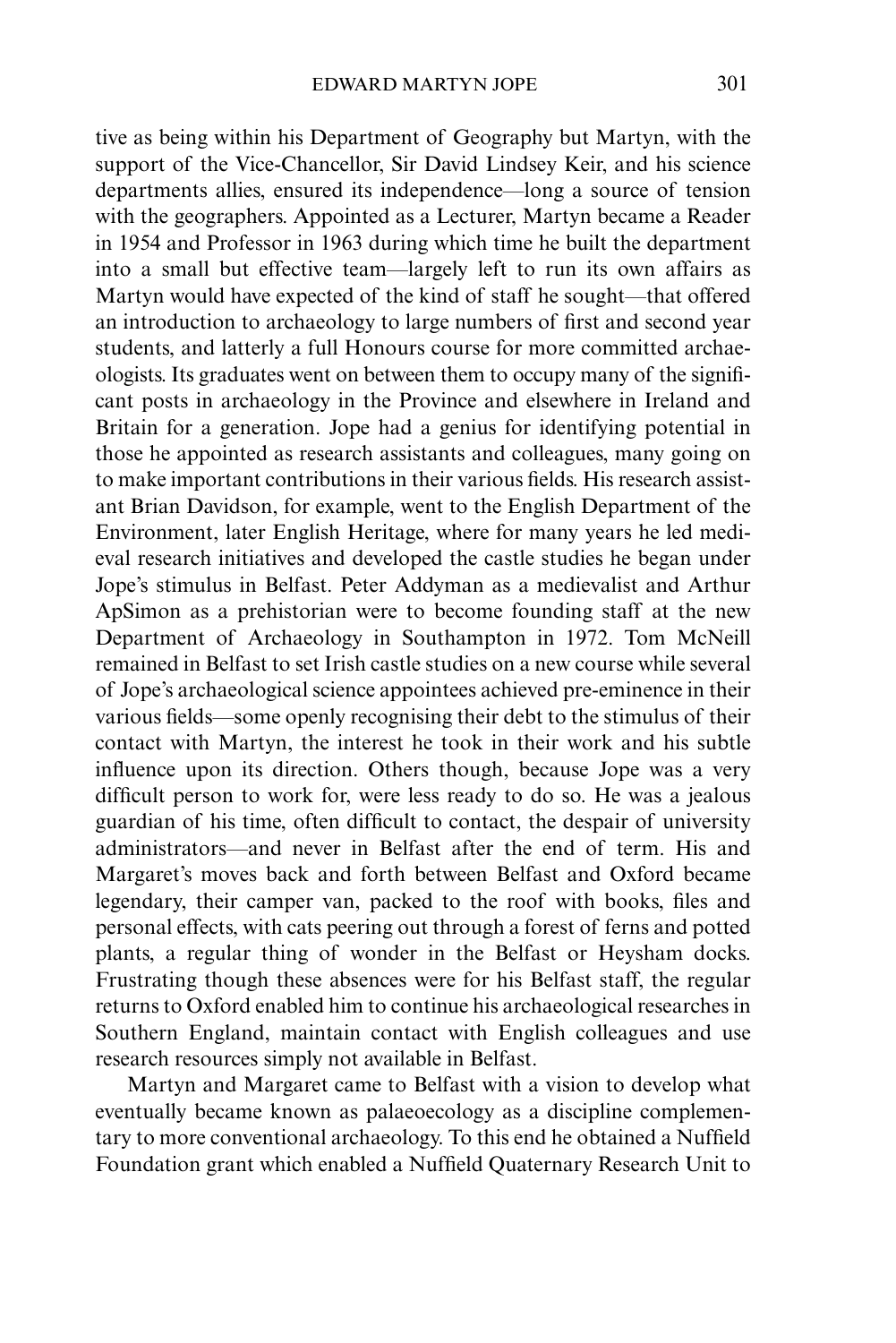tive as being within his Department of Geography but Martyn, with the support of the Vice-Chancellor, Sir David Lindsey Keir, and his science departments allies, ensured its independence—long a source of tension with the geographers. Appointed as a Lecturer, Martyn became a Reader in 1954 and Professor in 1963 during which time he built the department into a small but effective team—largely left to run its own affairs as Martyn would have expected of the kind of staff he sought—that offered an introduction to archaeology to large numbers of first and second year students, and latterly a full Honours course for more committed archaeologists. Its graduates went on between them to occupy many of the significant posts in archaeology in the Province and elsewhere in Ireland and Britain for a generation. Jope had a genius for identifying potential in those he appointed as research assistants and colleagues, many going on to make important contributions in their various fields. His research assistant Brian Davidson, for example, went to the English Department of the Environment, later English Heritage, where for many years he led medieval research initiatives and developed the castle studies he began under Jope's stimulus in Belfast. Peter Addyman as a medievalist and Arthur ApSimon as a prehistorian were to become founding staff at the new Department of Archaeology in Southampton in 1972. Tom McNeill remained in Belfast to set Irish castle studies on a new course while several of Jope's archaeological science appointees achieved pre-eminence in their various fields—some openly recognising their debt to the stimulus of their contact with Martyn, the interest he took in their work and his subtle influence upon its direction. Others though, because Jope was a very difficult person to work for, were less ready to do so. He was a jealous guardian of his time, often difficult to contact, the despair of university administrators—and never in Belfast after the end of term. His and Margaret's moves back and forth between Belfast and Oxford became legendary, their camper van, packed to the roof with books, files and personal effects, with cats peering out through a forest of ferns and potted plants, a regular thing of wonder in the Belfast or Heysham docks. Frustrating though these absences were for his Belfast staff, the regular returns to Oxford enabled him to continue his archaeological researches in Southern England, maintain contact with English colleagues and use research resources simply not available in Belfast.

Martyn and Margaret came to Belfast with a vision to develop what eventually became known as palaeoecology as a discipline complementary to more conventional archaeology. To this end he obtained a Nuffield Foundation grant which enabled a Nuffield Quaternary Research Unit to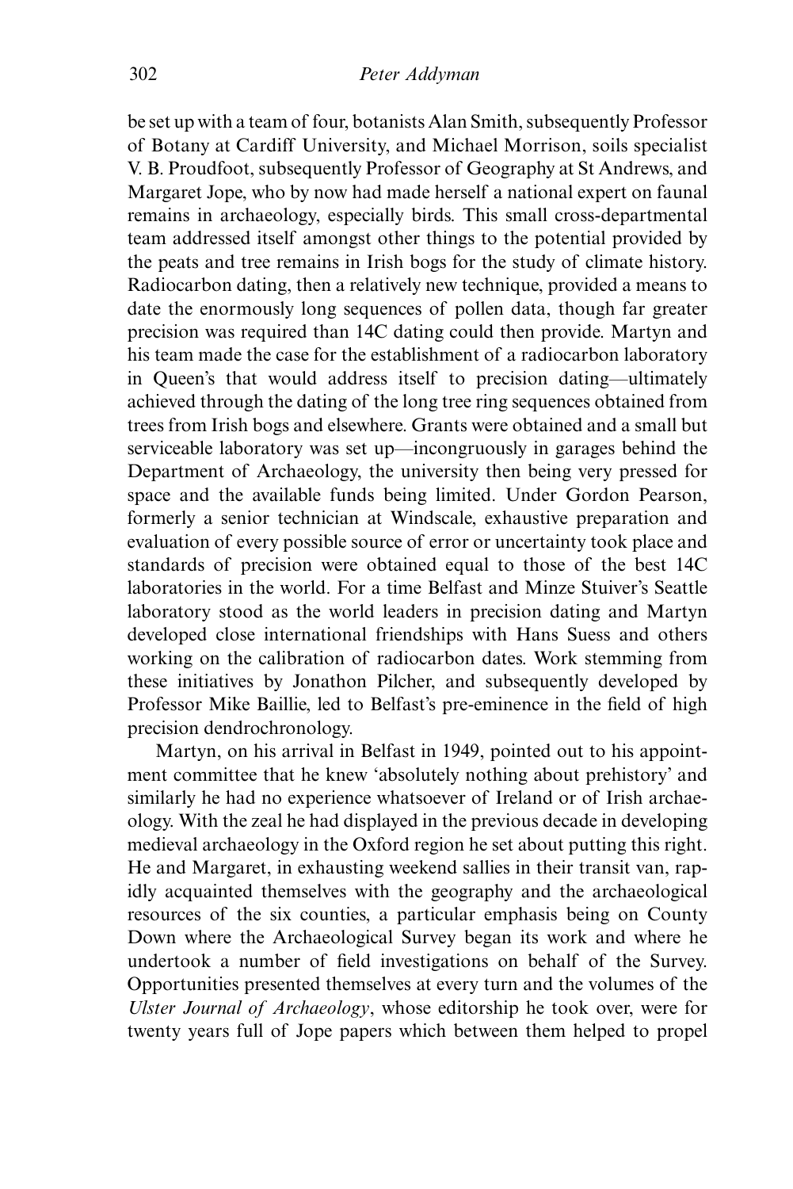be set up with a team of four, botanists Alan Smith, subsequently Professor of Botany at Cardiff University, and Michael Morrison, soils specialist V. B. Proudfoot, subsequently Professor of Geography at St Andrews, and Margaret Jope, who by now had made herself a national expert on faunal remains in archaeology, especially birds. This small cross-departmental team addressed itself amongst other things to the potential provided by the peats and tree remains in Irish bogs for the study of climate history. Radiocarbon dating, then a relatively new technique, provided a means to date the enormously long sequences of pollen data, though far greater precision was required than 14C dating could then provide. Martyn and his team made the case for the establishment of a radiocarbon laboratory in Queen's that would address itself to precision dating—ultimately achieved through the dating of the long tree ring sequences obtained from trees from Irish bogs and elsewhere. Grants were obtained and a small but serviceable laboratory was set up—incongruously in garages behind the Department of Archaeology, the university then being very pressed for space and the available funds being limited. Under Gordon Pearson, formerly a senior technician at Windscale, exhaustive preparation and evaluation of every possible source of error or uncertainty took place and standards of precision were obtained equal to those of the best 14C laboratories in the world. For a time Belfast and Minze Stuiver's Seattle laboratory stood as the world leaders in precision dating and Martyn developed close international friendships with Hans Suess and others working on the calibration of radiocarbon dates. Work stemming from these initiatives by Jonathon Pilcher, and subsequently developed by Professor Mike Baillie, led to Belfast's pre-eminence in the field of high precision dendrochronology.

Martyn, on his arrival in Belfast in 1949, pointed out to his appointment committee that he knew 'absolutely nothing about prehistory' and similarly he had no experience whatsoever of Ireland or of Irish archaeology. With the zeal he had displayed in the previous decade in developing medieval archaeology in the Oxford region he set about putting this right. He and Margaret, in exhausting weekend sallies in their transit van, rapidly acquainted themselves with the geography and the archaeological resources of the six counties, a particular emphasis being on County Down where the Archaeological Survey began its work and where he undertook a number of field investigations on behalf of the Survey. Opportunities presented themselves at every turn and the volumes of the *Ulster Journal of Archaeology*, whose editorship he took over, were for twenty years full of Jope papers which between them helped to propel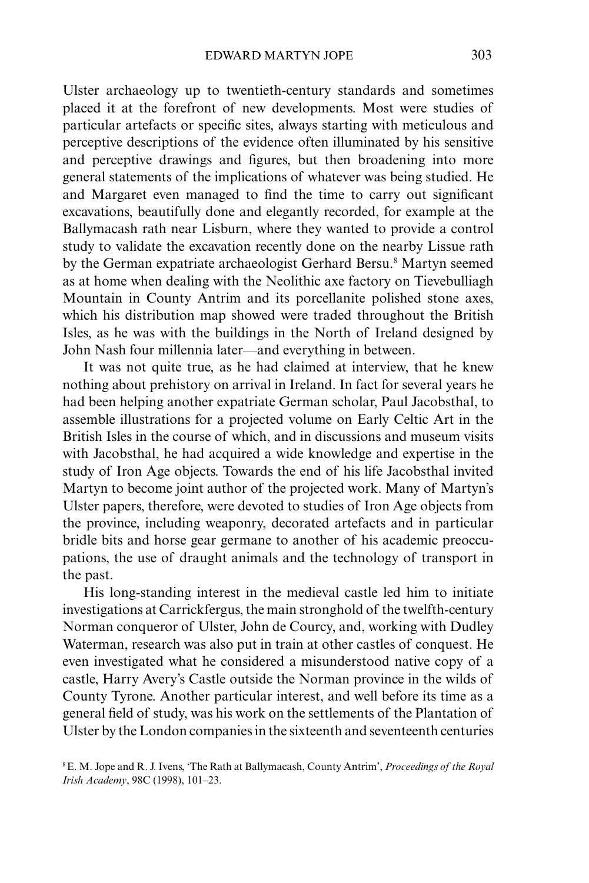Ulster archaeology up to twentieth-century standards and sometimes placed it at the forefront of new developments. Most were studies of particular artefacts or specific sites, always starting with meticulous and perceptive descriptions of the evidence often illuminated by his sensitive and perceptive drawings and figures, but then broadening into more general statements of the implications of whatever was being studied. He and Margaret even managed to find the time to carry out significant excavations, beautifully done and elegantly recorded, for example at the Ballymacash rath near Lisburn, where they wanted to provide a control study to validate the excavation recently done on the nearby Lissue rath by the German expatriate archaeologist Gerhard Bersu.[8] Martyn seemed as at home when dealing with the Neolithic axe factory on Tievebulliagh Mountain in County Antrim and its porcellanite polished stone axes, which his distribution map showed were traded throughout the British Isles, as he was with the buildings in the North of Ireland designed by John Nash four millennia later—and everything in between.

It was not quite true, as he had claimed at interview, that he knew nothing about prehistory on arrival in Ireland. In fact for several years he had been helping another expatriate German scholar, Paul Jacobsthal, to assemble illustrations for a projected volume on Early Celtic Art in the British Isles in the course of which, and in discussions and museum visits with Jacobsthal, he had acquired a wide knowledge and expertise in the study of Iron Age objects. Towards the end of his life Jacobsthal invited Martyn to become joint author of the projected work. Many of Martyn's Ulster papers, therefore, were devoted to studies of Iron Age objects from the province, including weaponry, decorated artefacts and in particular bridle bits and horse gear germane to another of his academic preoccupations, the use of draught animals and the technology of transport in the past.

His long-standing interest in the medieval castle led him to initiate investigations at Carrickfergus, the main stronghold of the twelfth-century Norman conqueror of Ulster, John de Courcy, and, working with Dudley Waterman, research was also put in train at other castles of conquest. He even investigated what he considered a misunderstood native copy of a castle, Harry Avery's Castle outside the Norman province in the wilds of County Tyrone. Another particular interest, and well before its time as a general field of study, was his work on the settlements of the Plantation of Ulster by the London companies in the sixteenth and seventeenth centuries

[8] E. M. Jope and R. J. Ivens, 'The Rath at Ballymacash, County Antrim', *Proceedings of the Royal Irish Academy*, 98C (1998), 101–23.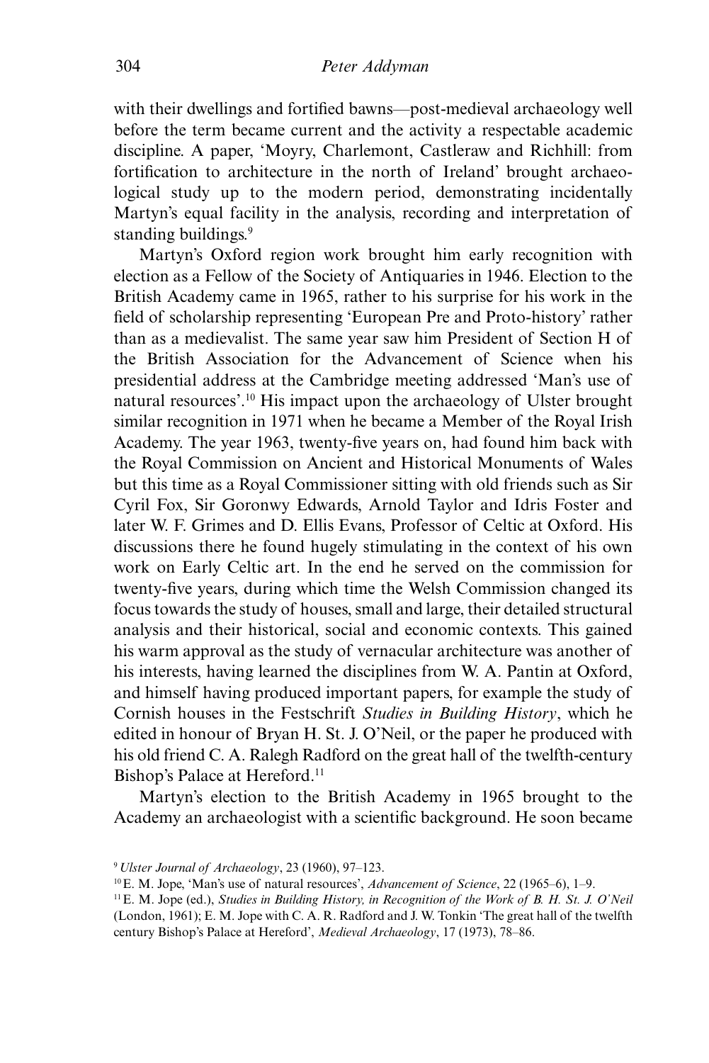with their dwellings and fortified bawns—post-medieval archaeology well before the term became current and the activity a respectable academic discipline. A paper, 'Moyry, Charlemont, Castleraw and Richhill: from fortification to architecture in the north of Ireland' brought archaeological study up to the modern period, demonstrating incidentally Martyn's equal facility in the analysis, recording and interpretation of standing buildings.[9]

Martyn's Oxford region work brought him early recognition with election as a Fellow of the Society of Antiquaries in 1946. Election to the British Academy came in 1965, rather to his surprise for his work in the field of scholarship representing 'European Pre and Proto-history' rather than as a medievalist. The same year saw him President of Section H of the British Association for the Advancement of Science when his presidential address at the Cambridge meeting addressed 'Man's use of natural resources'.[10] His impact upon the archaeology of Ulster brought similar recognition in 1971 when he became a Member of the Royal Irish Academy. The year 1963, twenty-five years on, had found him back with the Royal Commission on Ancient and Historical Monuments of Wales but this time as a Royal Commissioner sitting with old friends such as Sir Cyril Fox, Sir Goronwy Edwards, Arnold Taylor and Idris Foster and later W. F. Grimes and D. Ellis Evans, Professor of Celtic at Oxford. His discussions there he found hugely stimulating in the context of his own work on Early Celtic art. In the end he served on the commission for twenty-five years, during which time the Welsh Commission changed its focus towards the study of houses, small and large, their detailed structural analysis and their historical, social and economic contexts. This gained his warm approval as the study of vernacular architecture was another of his interests, having learned the disciplines from W. A. Pantin at Oxford, and himself having produced important papers, for example the study of Cornish houses in the Festschrift *Studies in Building History*, which he edited in honour of Bryan H. St. J. O'Neil, or the paper he produced with his old friend C. A. Ralegh Radford on the great hall of the twelfth-century Bishop's Palace at Hereford.[11]

Martyn's election to the British Academy in 1965 brought to the Academy an archaeologist with a scientific background. He soon became

---

[9] *Ulster Journal of Archaeology*, 23 (1960), 97–123.

[10] E. M. Jope, 'Man's use of natural resources', *Advancement of Science*, 22 (1965–6), 1–9.

[11] E. M. Jope (ed.), *Studies in Building History, in Recognition of the Work of B. H. St. J. O'Neil* (London, 1961); E. M. Jope with C. A. R. Radford and J. W. Tonkin 'The great hall of the twelfth century Bishop's Palace at Hereford', *Medieval Archaeology*, 17 (1973), 78–86.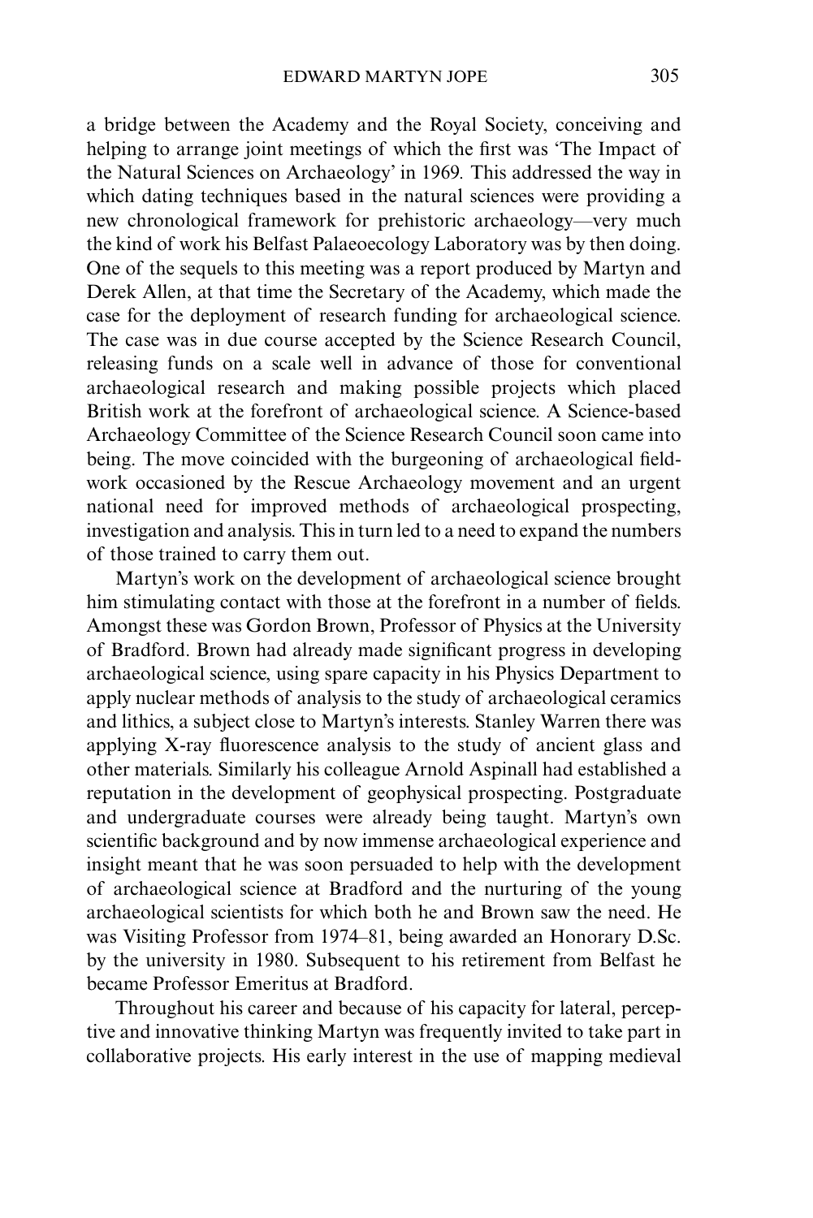a bridge between the Academy and the Royal Society, conceiving and helping to arrange joint meetings of which the first was 'The Impact of the Natural Sciences on Archaeology' in 1969. This addressed the way in which dating techniques based in the natural sciences were providing a new chronological framework for prehistoric archaeology—very much the kind of work his Belfast Palaeoecology Laboratory was by then doing. One of the sequels to this meeting was a report produced by Martyn and Derek Allen, at that time the Secretary of the Academy, which made the case for the deployment of research funding for archaeological science. The case was in due course accepted by the Science Research Council, releasing funds on a scale well in advance of those for conventional archaeological research and making possible projects which placed British work at the forefront of archaeological science. A Science-based Archaeology Committee of the Science Research Council soon came into being. The move coincided with the burgeoning of archaeological fieldwork occasioned by the Rescue Archaeology movement and an urgent national need for improved methods of archaeological prospecting, investigation and analysis. This in turn led to a need to expand the numbers of those trained to carry them out.

Martyn's work on the development of archaeological science brought him stimulating contact with those at the forefront in a number of fields. Amongst these was Gordon Brown, Professor of Physics at the University of Bradford. Brown had already made significant progress in developing archaeological science, using spare capacity in his Physics Department to apply nuclear methods of analysis to the study of archaeological ceramics and lithics, a subject close to Martyn's interests. Stanley Warren there was applying X-ray fluorescence analysis to the study of ancient glass and other materials. Similarly his colleague Arnold Aspinall had established a reputation in the development of geophysical prospecting. Postgraduate and undergraduate courses were already being taught. Martyn's own scientific background and by now immense archaeological experience and insight meant that he was soon persuaded to help with the development of archaeological science at Bradford and the nurturing of the young archaeological scientists for which both he and Brown saw the need. He was Visiting Professor from 1974–81, being awarded an Honorary D.Sc. by the university in 1980. Subsequent to his retirement from Belfast he became Professor Emeritus at Bradford.

Throughout his career and because of his capacity for lateral, perceptive and innovative thinking Martyn was frequently invited to take part in collaborative projects. His early interest in the use of mapping medieval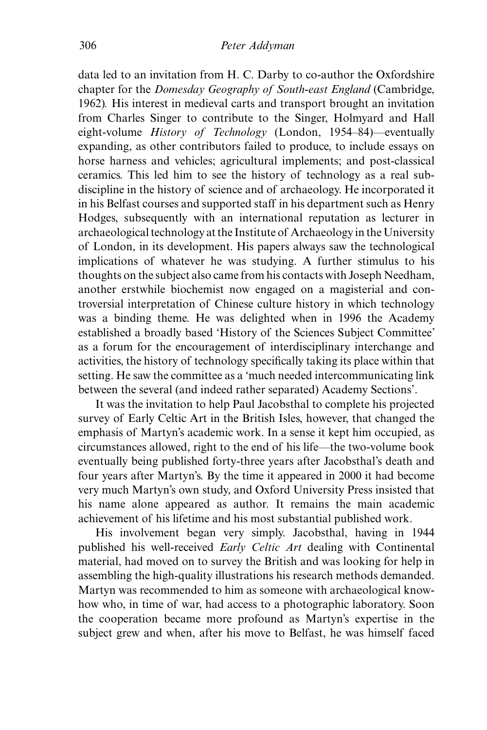data led to an invitation from H. C. Darby to co-author the Oxfordshire chapter for the *Domesday Geography of South-east England* (Cambridge, 1962). His interest in medieval carts and transport brought an invitation from Charles Singer to contribute to the Singer, Holmyard and Hall eight-volume *History of Technology* (London, 1954–84)—eventually expanding, as other contributors failed to produce, to include essays on horse harness and vehicles; agricultural implements; and post-classical ceramics. This led him to see the history of technology as a real sub-discipline in the history of science and of archaeology. He incorporated it in his Belfast courses and supported staff in his department such as Henry Hodges, subsequently with an international reputation as lecturer in archaeological technology at the Institute of Archaeology in the University of London, in its development. His papers always saw the technological implications of whatever he was studying. A further stimulus to his thoughts on the subject also came from his contacts with Joseph Needham, another erstwhile biochemist now engaged on a magisterial and controversial interpretation of Chinese culture history in which technology was a binding theme. He was delighted when in 1996 the Academy established a broadly based 'History of the Sciences Subject Committee' as a forum for the encouragement of interdisciplinary interchange and activities, the history of technology specifically taking its place within that setting. He saw the committee as a 'much needed intercommunicating link between the several (and indeed rather separated) Academy Sections'.

It was the invitation to help Paul Jacobsthal to complete his projected survey of Early Celtic Art in the British Isles, however, that changed the emphasis of Martyn's academic work. In a sense it kept him occupied, as circumstances allowed, right to the end of his life—the two-volume book eventually being published forty-three years after Jacobsthal's death and four years after Martyn's. By the time it appeared in 2000 it had become very much Martyn's own study, and Oxford University Press insisted that his name alone appeared as author. It remains the main academic achievement of his lifetime and his most substantial published work.

His involvement began very simply. Jacobsthal, having in 1944 published his well-received *Early Celtic Art* dealing with Continental material, had moved on to survey the British and was looking for help in assembling the high-quality illustrations his research methods demanded. Martyn was recommended to him as someone with archaeological know-how who, in time of war, had access to a photographic laboratory. Soon the cooperation became more profound as Martyn's expertise in the subject grew and when, after his move to Belfast, he was himself faced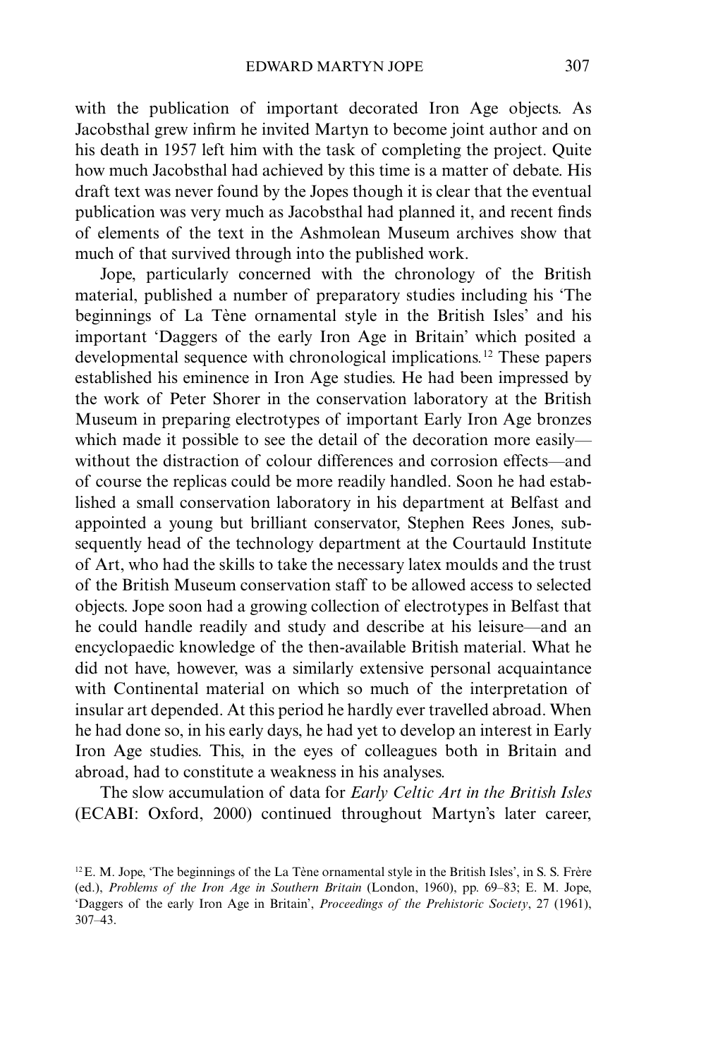with the publication of important decorated Iron Age objects. As Jacobsthal grew infirm he invited Martyn to become joint author and on his death in 1957 left him with the task of completing the project. Quite how much Jacobsthal had achieved by this time is a matter of debate. His draft text was never found by the Jopes though it is clear that the eventual publication was very much as Jacobsthal had planned it, and recent finds of elements of the text in the Ashmolean Museum archives show that much of that survived through into the published work.

Jope, particularly concerned with the chronology of the British material, published a number of preparatory studies including his 'The beginnings of La Tène ornamental style in the British Isles' and his important 'Daggers of the early Iron Age in Britain' which posited a developmental sequence with chronological implications.[12] These papers established his eminence in Iron Age studies. He had been impressed by the work of Peter Shorer in the conservation laboratory at the British Museum in preparing electrotypes of important Early Iron Age bronzes which made it possible to see the detail of the decoration more easily—without the distraction of colour differences and corrosion effects—and of course the replicas could be more readily handled. Soon he had established a small conservation laboratory in his department at Belfast and appointed a young but brilliant conservator, Stephen Rees Jones, subsequently head of the technology department at the Courtauld Institute of Art, who had the skills to take the necessary latex moulds and the trust of the British Museum conservation staff to be allowed access to selected objects. Jope soon had a growing collection of electrotypes in Belfast that he could handle readily and study and describe at his leisure—and an encyclopaedic knowledge of the then-available British material. What he did not have, however, was a similarly extensive personal acquaintance with Continental material on which so much of the interpretation of insular art depended. At this period he hardly ever travelled abroad. When he had done so, in his early days, he had yet to develop an interest in Early Iron Age studies. This, in the eyes of colleagues both in Britain and abroad, had to constitute a weakness in his analyses.

The slow accumulation of data for *Early Celtic Art in the British Isles* (ECABI: Oxford, 2000) continued throughout Martyn's later career,

[12] E. M. Jope, 'The beginnings of the La Tène ornamental style in the British Isles', in S. S. Frère (ed.), *Problems of the Iron Age in Southern Britain* (London, 1960), pp. 69–83; E. M. Jope, 'Daggers of the early Iron Age in Britain', *Proceedings of the Prehistoric Society*, 27 (1961), 307–43.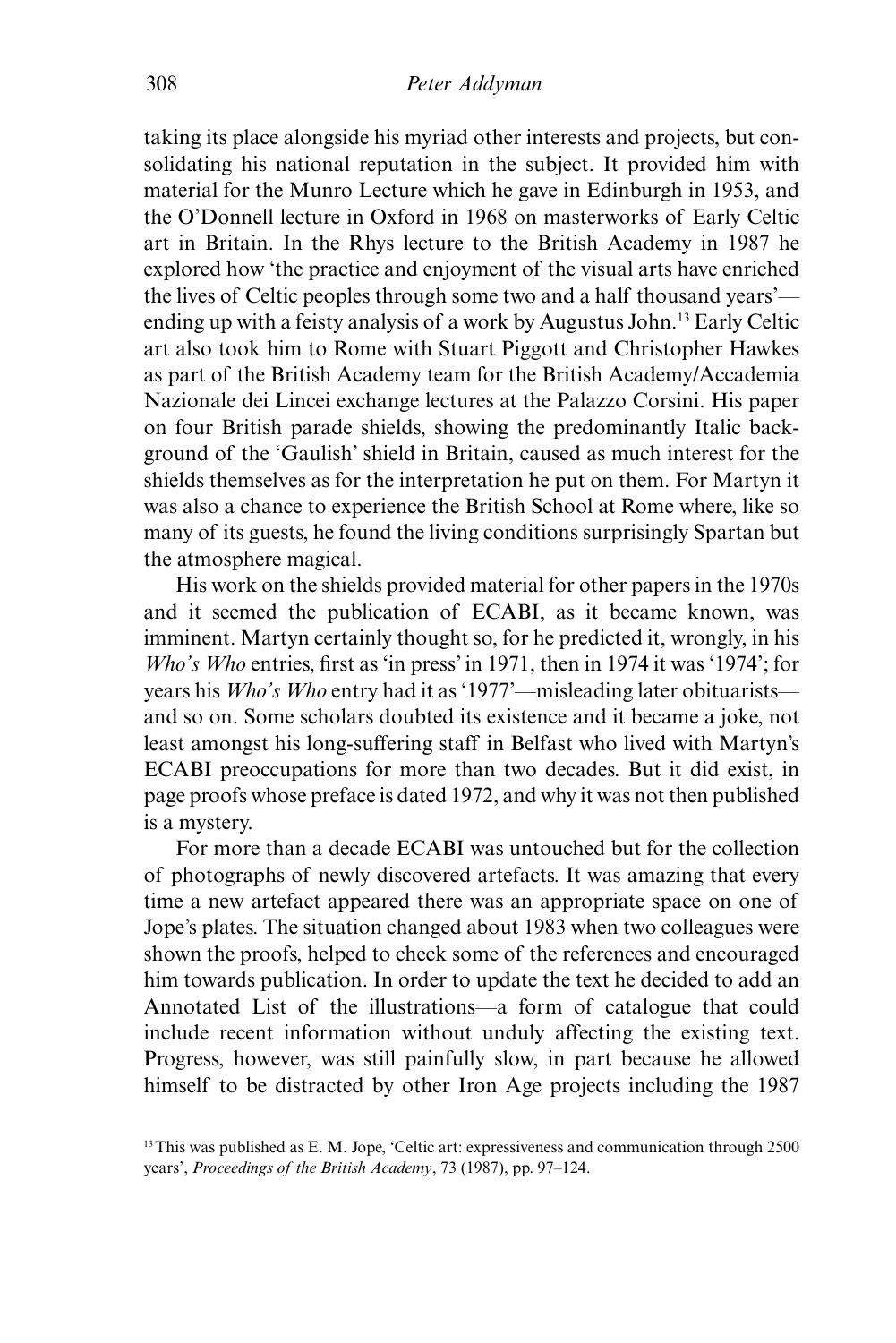taking its place alongside his myriad other interests and projects, but consolidating his national reputation in the subject. It provided him with material for the Munro Lecture which he gave in Edinburgh in 1953, and the O'Donnell lecture in Oxford in 1968 on masterworks of Early Celtic art in Britain. In the Rhys lecture to the British Academy in 1987 he explored how 'the practice and enjoyment of the visual arts have enriched the lives of Celtic peoples through some two and a half thousand years'—ending up with a feisty analysis of a work by Augustus John.[13] Early Celtic art also took him to Rome with Stuart Piggott and Christopher Hawkes as part of the British Academy team for the British Academy/Accademia Nazionale dei Lincei exchange lectures at the Palazzo Corsini. His paper on four British parade shields, showing the predominantly Italic background of the 'Gaulish' shield in Britain, caused as much interest for the shields themselves as for the interpretation he put on them. For Martyn it was also a chance to experience the British School at Rome where, like so many of its guests, he found the living conditions surprisingly Spartan but the atmosphere magical.

His work on the shields provided material for other papers in the 1970s and it seemed the publication of ECABI, as it became known, was imminent. Martyn certainly thought so, for he predicted it, wrongly, in his *Who's Who* entries, first as 'in press' in 1971, then in 1974 it was '1974'; for years his *Who's Who* entry had it as '1977'—misleading later obituarists—and so on. Some scholars doubted its existence and it became a joke, not least amongst his long-suffering staff in Belfast who lived with Martyn's ECABI preoccupations for more than two decades. But it did exist, in page proofs whose preface is dated 1972, and why it was not then published is a mystery.

For more than a decade ECABI was untouched but for the collection of photographs of newly discovered artefacts. It was amazing that every time a new artefact appeared there was an appropriate space on one of Jope's plates. The situation changed about 1983 when two colleagues were shown the proofs, helped to check some of the references and encouraged him towards publication. In order to update the text he decided to add an Annotated List of the illustrations—a form of catalogue that could include recent information without unduly affecting the existing text. Progress, however, was still painfully slow, in part because he allowed himself to be distracted by other Iron Age projects including the 1987

[13] This was published as E. M. Jope, 'Celtic art: expressiveness and communication through 2500 years', *Proceedings of the British Academy*, 73 (1987), pp. 97–124.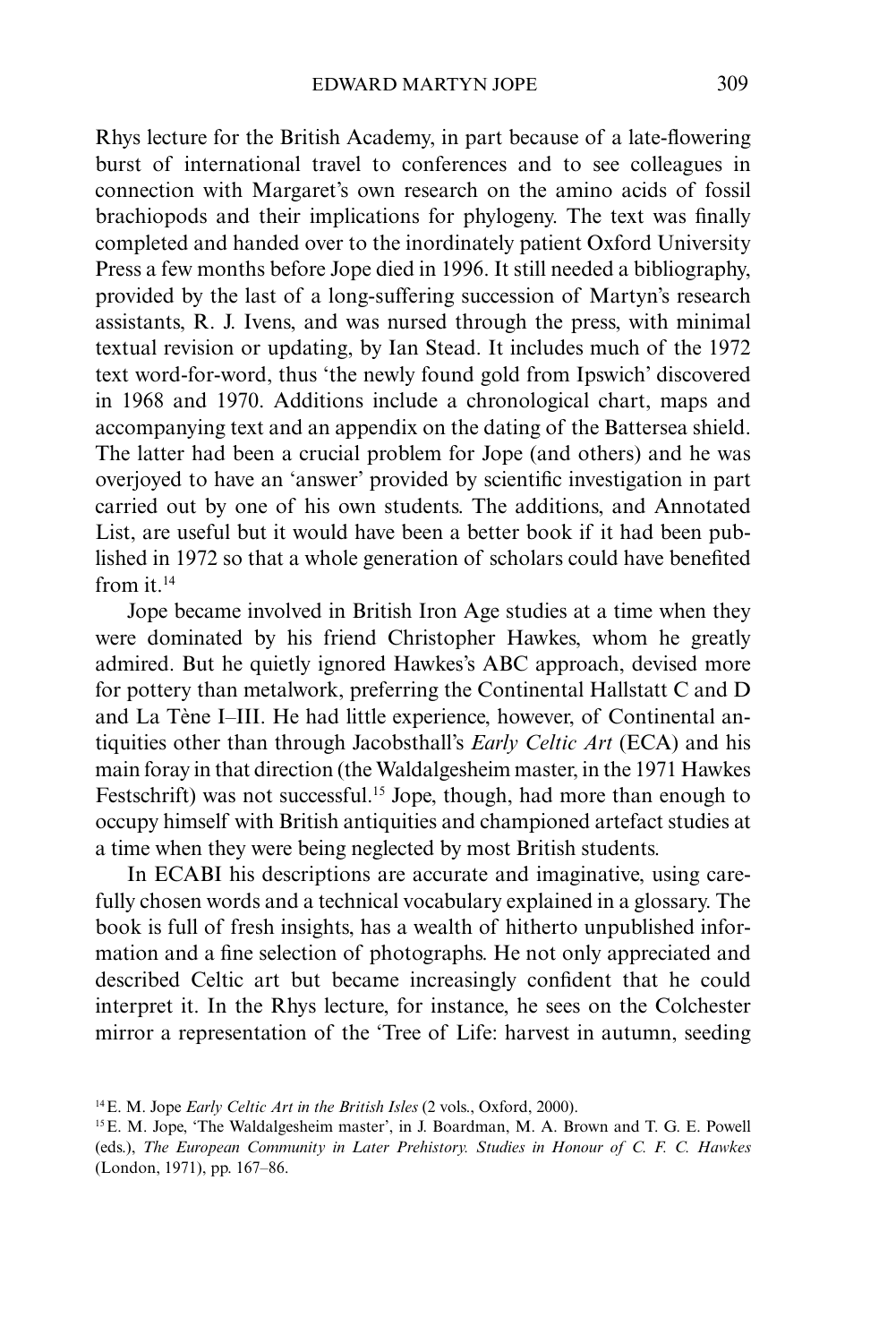Rhys lecture for the British Academy, in part because of a late-flowering burst of international travel to conferences and to see colleagues in connection with Margaret's own research on the amino acids of fossil brachiopods and their implications for phylogeny. The text was finally completed and handed over to the inordinately patient Oxford University Press a few months before Jope died in 1996. It still needed a bibliography, provided by the last of a long-suffering succession of Martyn's research assistants, R. J. Ivens, and was nursed through the press, with minimal textual revision or updating, by Ian Stead. It includes much of the 1972 text word-for-word, thus 'the newly found gold from Ipswich' discovered in 1968 and 1970. Additions include a chronological chart, maps and accompanying text and an appendix on the dating of the Battersea shield. The latter had been a crucial problem for Jope (and others) and he was overjoyed to have an 'answer' provided by scientific investigation in part carried out by one of his own students. The additions, and Annotated List, are useful but it would have been a better book if it had been published in 1972 so that a whole generation of scholars could have benefited from it.[14]

Jope became involved in British Iron Age studies at a time when they were dominated by his friend Christopher Hawkes, whom he greatly admired. But he quietly ignored Hawkes's ABC approach, devised more for pottery than metalwork, preferring the Continental Hallstatt C and D and La Tène I–III. He had little experience, however, of Continental antiquities other than through Jacobsthall's *Early Celtic Art* (ECA) and his main foray in that direction (the Waldalgesheim master, in the 1971 Hawkes Festschrift) was not successful.[15] Jope, though, had more than enough to occupy himself with British antiquities and championed artefact studies at a time when they were being neglected by most British students.

In ECABI his descriptions are accurate and imaginative, using carefully chosen words and a technical vocabulary explained in a glossary. The book is full of fresh insights, has a wealth of hitherto unpublished information and a fine selection of photographs. He not only appreciated and described Celtic art but became increasingly confident that he could interpret it. In the Rhys lecture, for instance, he sees on the Colchester mirror a representation of the 'Tree of Life: harvest in autumn, seeding

[14] E. M. Jope *Early Celtic Art in the British Isles* (2 vols., Oxford, 2000).

[15] E. M. Jope, 'The Waldalgesheim master', in J. Boardman, M. A. Brown and T. G. E. Powell (eds.), *The European Community in Later Prehistory. Studies in Honour of C. F. C. Hawkes* (London, 1971), pp. 167–86.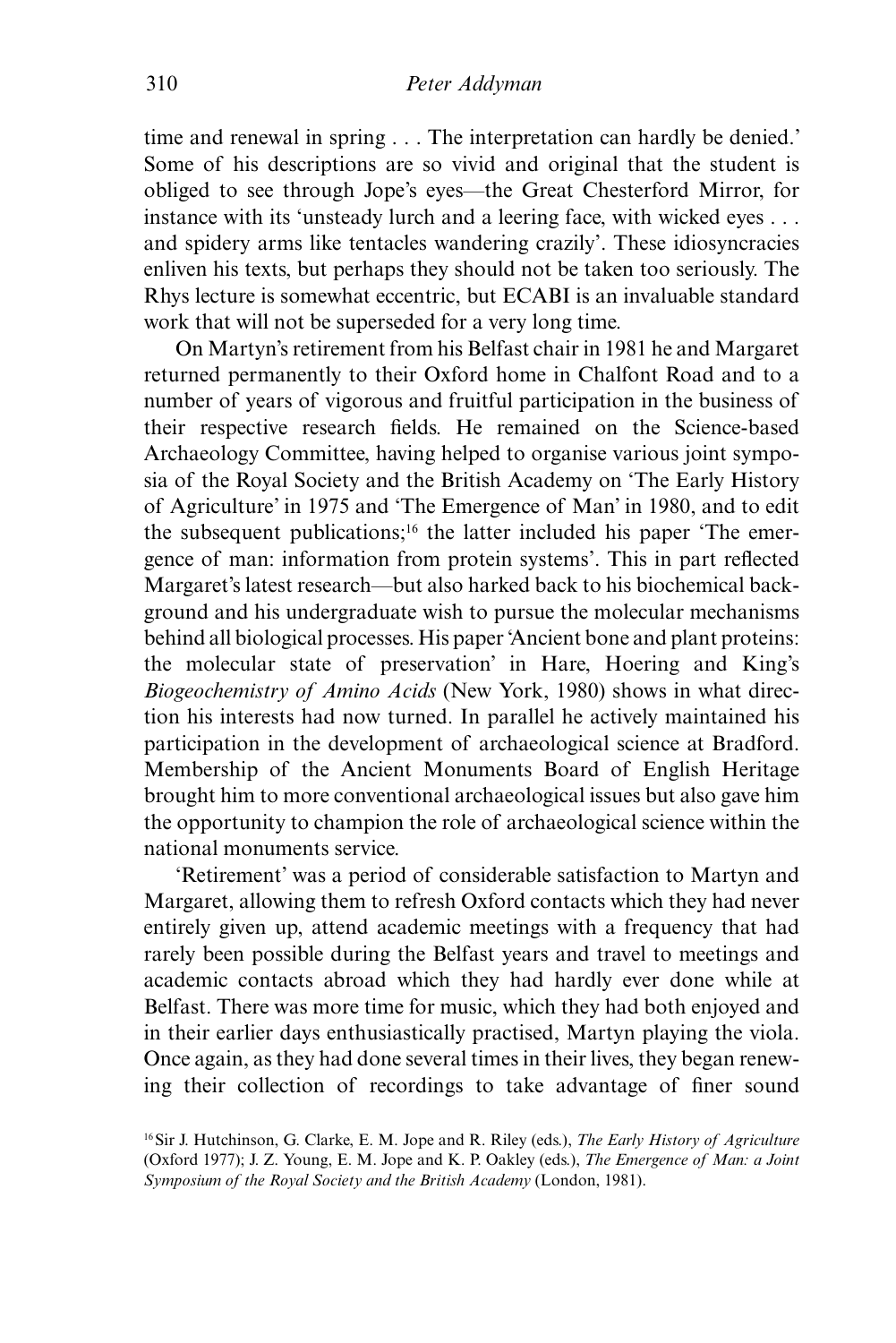time and renewal in spring . . . The interpretation can hardly be denied.' Some of his descriptions are so vivid and original that the student is obliged to see through Jope's eyes—the Great Chesterford Mirror, for instance with its 'unsteady lurch and a leering face, with wicked eyes . . . and spidery arms like tentacles wandering crazily'. These idiosyncracies enliven his texts, but perhaps they should not be taken too seriously. The Rhys lecture is somewhat eccentric, but ECABI is an invaluable standard work that will not be superseded for a very long time.

On Martyn's retirement from his Belfast chair in 1981 he and Margaret returned permanently to their Oxford home in Chalfont Road and to a number of years of vigorous and fruitful participation in the business of their respective research fields. He remained on the Science-based Archaeology Committee, having helped to organise various joint symposia of the Royal Society and the British Academy on 'The Early History of Agriculture' in 1975 and 'The Emergence of Man' in 1980, and to edit the subsequent publications;[16] the latter included his paper 'The emergence of man: information from protein systems'. This in part reflected Margaret's latest research—but also harked back to his biochemical background and his undergraduate wish to pursue the molecular mechanisms behind all biological processes. His paper 'Ancient bone and plant proteins: the molecular state of preservation' in Hare, Hoering and King's *Biogeochemistry of Amino Acids* (New York, 1980) shows in what direction his interests had now turned. In parallel he actively maintained his participation in the development of archaeological science at Bradford. Membership of the Ancient Monuments Board of English Heritage brought him to more conventional archaeological issues but also gave him the opportunity to champion the role of archaeological science within the national monuments service.

'Retirement' was a period of considerable satisfaction to Martyn and Margaret, allowing them to refresh Oxford contacts which they had never entirely given up, attend academic meetings with a frequency that had rarely been possible during the Belfast years and travel to meetings and academic contacts abroad which they had hardly ever done while at Belfast. There was more time for music, which they had both enjoyed and in their earlier days enthusiastically practised, Martyn playing the viola. Once again, as they had done several times in their lives, they began renewing their collection of recordings to take advantage of finer sound

[16] Sir J. Hutchinson, G. Clarke, E. M. Jope and R. Riley (eds.), *The Early History of Agriculture* (Oxford 1977); J. Z. Young, E. M. Jope and K. P. Oakley (eds.), *The Emergence of Man: a Joint Symposium of the Royal Society and the British Academy* (London, 1981).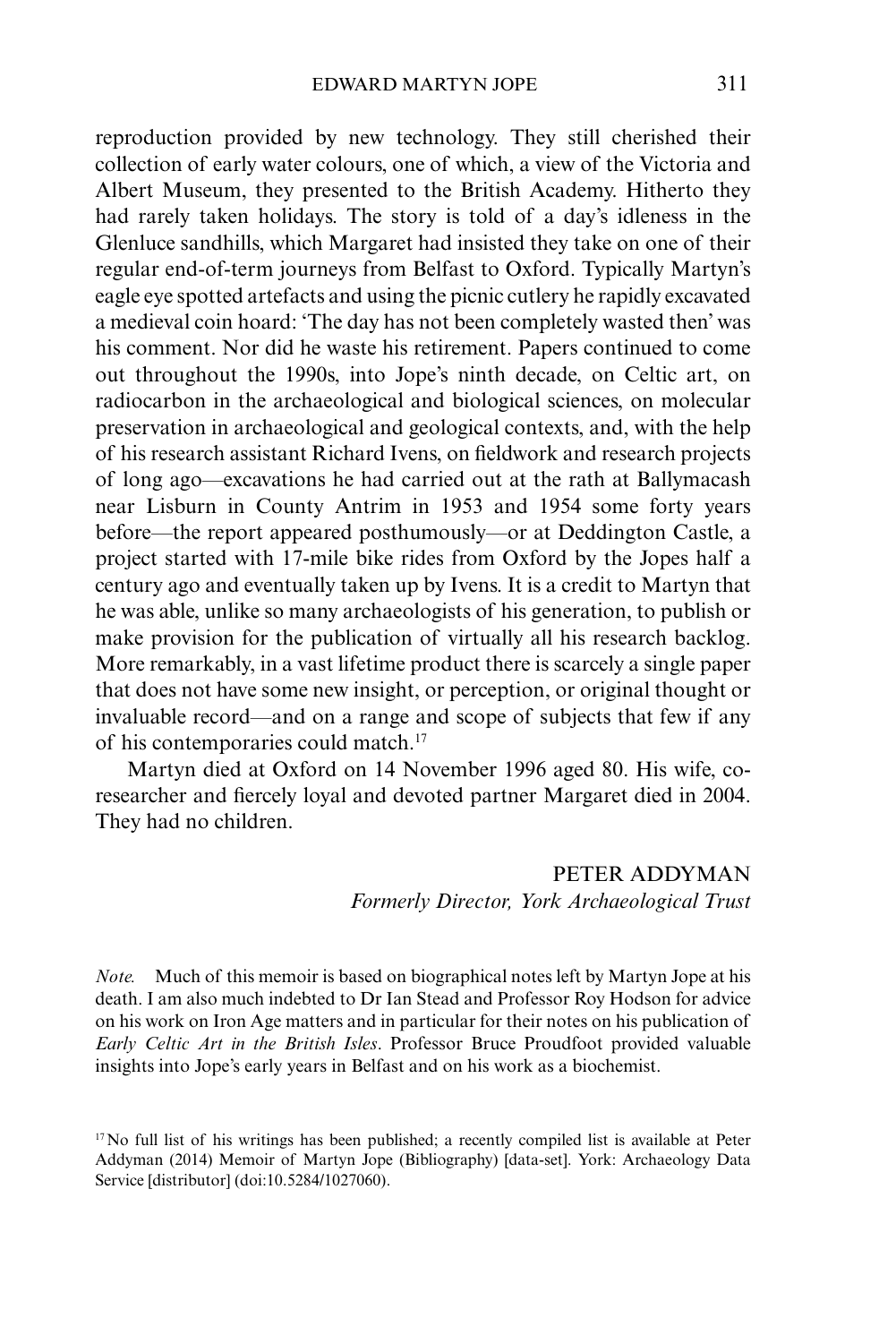reproduction provided by new technology. They still cherished their collection of early water colours, one of which, a view of the Victoria and Albert Museum, they presented to the British Academy. Hitherto they had rarely taken holidays. The story is told of a day's idleness in the Glenluce sandhills, which Margaret had insisted they take on one of their regular end-of-term journeys from Belfast to Oxford. Typically Martyn's eagle eye spotted artefacts and using the picnic cutlery he rapidly excavated a medieval coin hoard: 'The day has not been completely wasted then' was his comment. Nor did he waste his retirement. Papers continued to come out throughout the 1990s, into Jope's ninth decade, on Celtic art, on radiocarbon in the archaeological and biological sciences, on molecular preservation in archaeological and geological contexts, and, with the help of his research assistant Richard Ivens, on fieldwork and research projects of long ago—excavations he had carried out at the rath at Ballymacash near Lisburn in County Antrim in 1953 and 1954 some forty years before—the report appeared posthumously—or at Deddington Castle, a project started with 17-mile bike rides from Oxford by the Jopes half a century ago and eventually taken up by Ivens. It is a credit to Martyn that he was able, unlike so many archaeologists of his generation, to publish or make provision for the publication of virtually all his research backlog. More remarkably, in a vast lifetime product there is scarcely a single paper that does not have some new insight, or perception, or original thought or invaluable record—and on a range and scope of subjects that few if any of his contemporaries could match.[17]

Martyn died at Oxford on 14 November 1996 aged 80. His wife, co-researcher and fiercely loyal and devoted partner Margaret died in 2004. They had no children.

PETER ADDYMAN
*Formerly Director, York Archaeological Trust*

*Note.* Much of this memoir is based on biographical notes left by Martyn Jope at his death. I am also much indebted to Dr Ian Stead and Professor Roy Hodson for advice on his work on Iron Age matters and in particular for their notes on his publication of *Early Celtic Art in the British Isles*. Professor Bruce Proudfoot provided valuable insights into Jope's early years in Belfast and on his work as a biochemist.

[17] No full list of his writings has been published; a recently compiled list is available at Peter Addyman (2014) Memoir of Martyn Jope (Bibliography) [data-set]. York: Archaeology Data Service [distributor] (doi:10.5284/1027060).